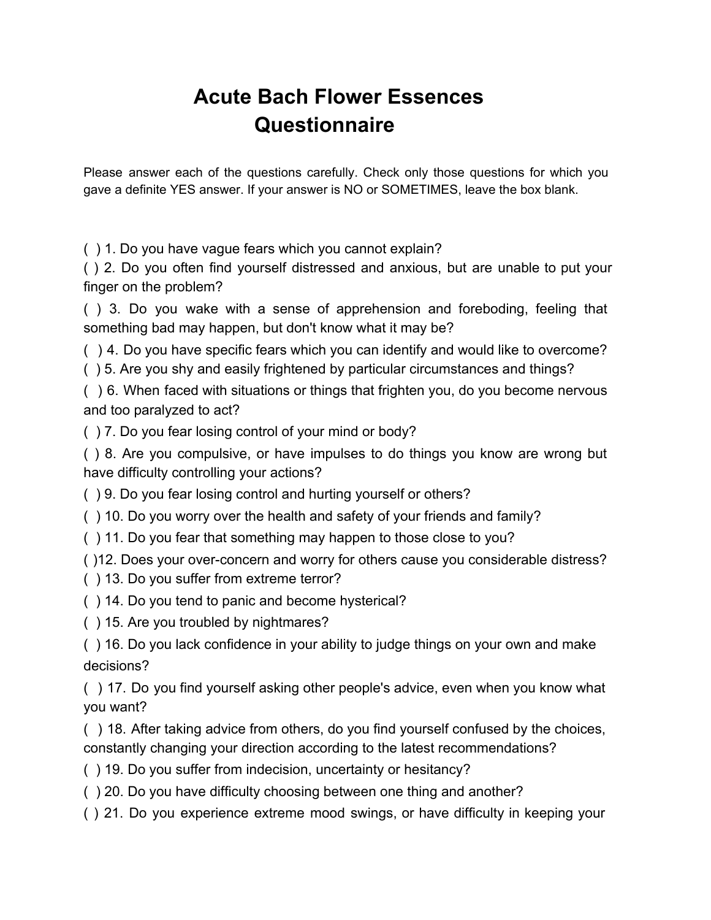# Acute Bach Flower Essences Questionnaire

Please answer each of the questions carefully. Check only those questions for which you gave a definite YES answer. If your answer is NO or SOMETIMES, leave the box blank.

( ) 1. Do you have vague fears which you cannot explain?

( ) 2. Do you often find yourself distressed and anxious, but are unable to put your finger on the problem?

( ) 3. Do you wake with a sense of apprehension and foreboding, feeling that something bad may happen, but don't know what it may be?

( ) 4. Do you have specific fears which you can identify and would like to overcome?

( ) 5. Are you shy and easily frightened by particular circumstances and things?

( ) 6. When faced with situations or things that frighten you, do you become nervous and too paralyzed to act?

( ) 7. Do you fear losing control of your mind or body?

( ) 8. Are you compulsive, or have impulses to do things you know are wrong but have difficulty controlling your actions?

( ) 9. Do you fear losing control and hurting yourself or others?

( ) 10. Do you worry over the health and safety of your friends and family?

( ) 11. Do you fear that something may happen to those close to you?

( )12. Does your over-concern and worry for others cause you considerable distress?

( ) 13. Do you suffer from extreme terror?

( ) 14. Do you tend to panic and become hysterical?

( ) 15. Are you troubled by nightmares?

( ) 16. Do you lack confidence in your ability to judge things on your own and make decisions?

( ) 17. Do you find yourself asking other people's advice, even when you know what you want?

( ) 18. After taking advice from others, do you find yourself confused by the choices, constantly changing your direction according to the latest recommendations?

( ) 19. Do you suffer from indecision, uncertainty or hesitancy?

( ) 20. Do you have difficulty choosing between one thing and another?

( ) 21. Do you experience extreme mood swings, or have difficulty in keeping your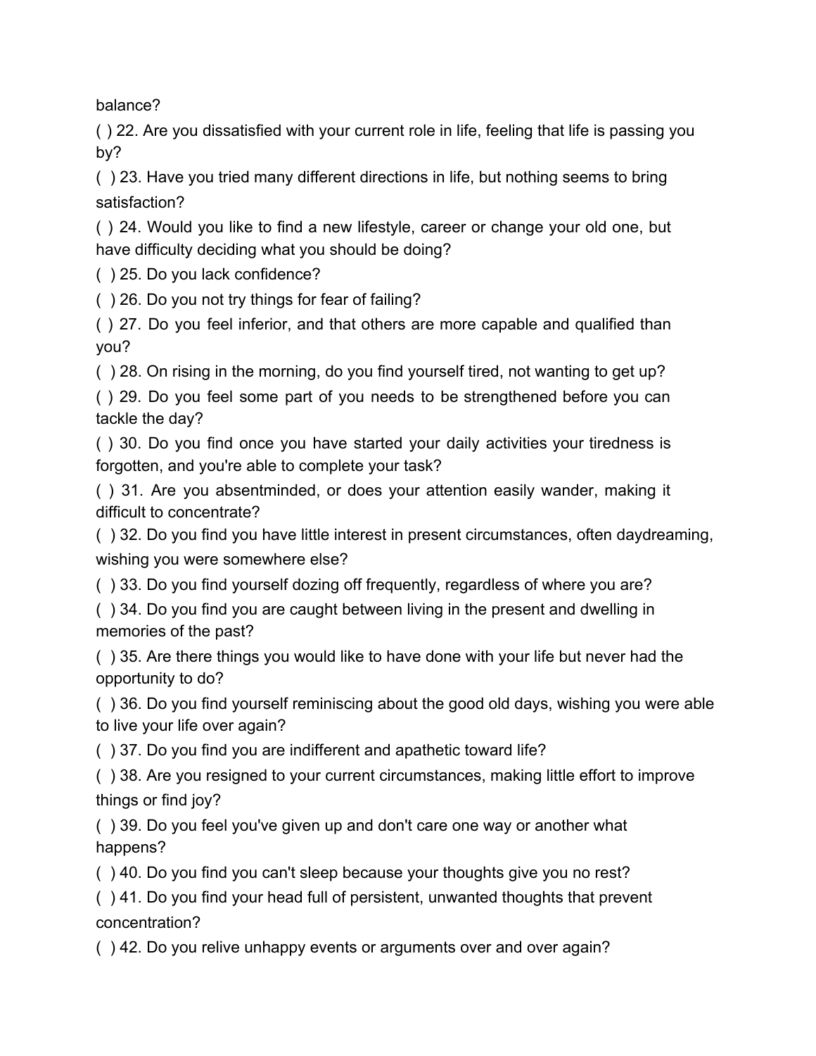balance?

( ) 22. Are you dissatisfied with your current role in life, feeling that life is passing you by?

( ) 23. Have you tried many different directions in life, but nothing seems to bring satisfaction?

( ) 24. Would you like to find a new lifestyle, career or change your old one, but have difficulty deciding what you should be doing?

( ) 25. Do you lack confidence?

( ) 26. Do you not try things for fear of failing?

( ) 27. Do you feel inferior, and that others are more capable and qualified than you?

( ) 28. On rising in the morning, do you find yourself tired, not wanting to get up?

( ) 29. Do you feel some part of you needs to be strengthened before you can tackle the day?

( ) 30. Do you find once you have started your daily activities your tiredness is forgotten, and you're able to complete your task?

( ) 31. Are you absentminded, or does your attention easily wander, making it difficult to concentrate?

( ) 32. Do you find you have little interest in present circumstances, often daydreaming, wishing you were somewhere else?

( ) 33. Do you find yourself dozing off frequently, regardless of where you are?

( ) 34. Do you find you are caught between living in the present and dwelling in memories of the past?

( ) 35. Are there things you would like to have done with your life but never had the opportunity to do?

( ) 36. Do you find yourself reminiscing about the good old days, wishing you were able to live your life over again?

( ) 37. Do you find you are indifferent and apathetic toward life?

( ) 38. Are you resigned to your current circumstances, making little effort to improve things or find joy?

( ) 39. Do you feel you've given up and don't care one way or another what happens?

( ) 40. Do you find you can't sleep because your thoughts give you no rest?

( ) 41. Do you find your head full of persistent, unwanted thoughts that prevent concentration?

( ) 42. Do you relive unhappy events or arguments over and over again?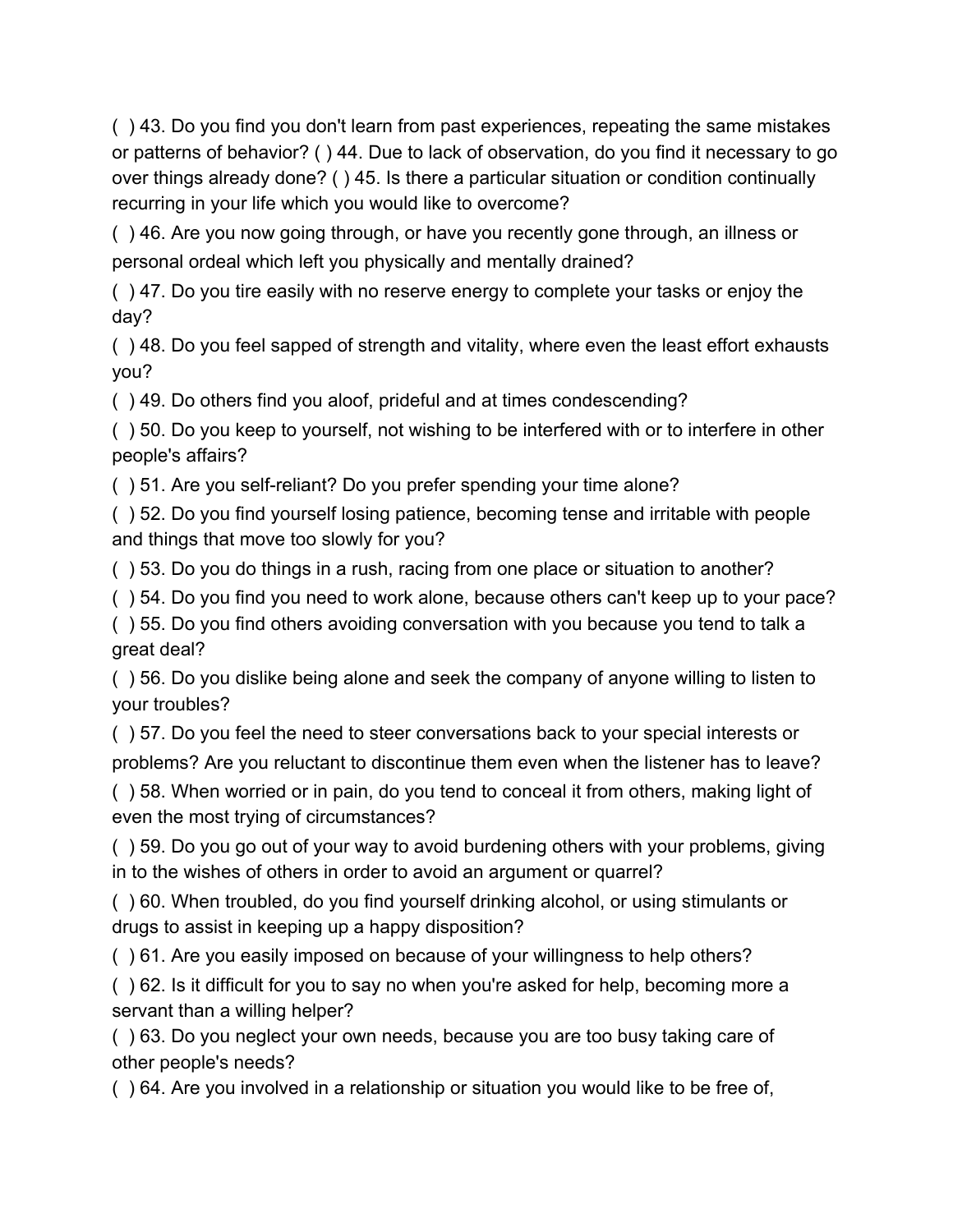( ) 43. Do you find you don't learn from past experiences, repeating the same mistakes or patterns of behavior? ( ) 44. Due to lack of observation, do you find it necessary to go over things already done? ( ) 45. Is there a particular situation or condition continually recurring in your life which you would like to overcome?

( ) 46. Are you now going through, or have you recently gone through, an illness or personal ordeal which left you physically and mentally drained?

( ) 47. Do you tire easily with no reserve energy to complete your tasks or enjoy the day?

( ) 48. Do you feel sapped of strength and vitality, where even the least effort exhausts you?

( ) 49. Do others find you aloof, prideful and at times condescending?

( ) 50. Do you keep to yourself, not wishing to be interfered with or to interfere in other people's affairs?

( ) 51. Are you self-reliant? Do you prefer spending your time alone?

( ) 52. Do you find yourself losing patience, becoming tense and irritable with people and things that move too slowly for you?

( ) 53. Do you do things in a rush, racing from one place or situation to another?

( ) 54. Do you find you need to work alone, because others can't keep up to your pace?

( ) 55. Do you find others avoiding conversation with you because you tend to talk a great deal?

( ) 56. Do you dislike being alone and seek the company of anyone willing to listen to your troubles?

( ) 57. Do you feel the need to steer conversations back to your special interests or problems? Are you reluctant to discontinue them even when the listener has to leave?

( ) 58. When worried or in pain, do you tend to conceal it from others, making light of even the most trying of circumstances?

( ) 59. Do you go out of your way to avoid burdening others with your problems, giving in to the wishes of others in order to avoid an argument or quarrel?

( ) 60. When troubled, do you find yourself drinking alcohol, or using stimulants or drugs to assist in keeping up a happy disposition?

( ) 61. Are you easily imposed on because of your willingness to help others?

( ) 62. Is it difficult for you to say no when you're asked for help, becoming more a servant than a willing helper?

( ) 63. Do you neglect your own needs, because you are too busy taking care of other people's needs?

( ) 64. Are you involved in a relationship or situation you would like to be free of,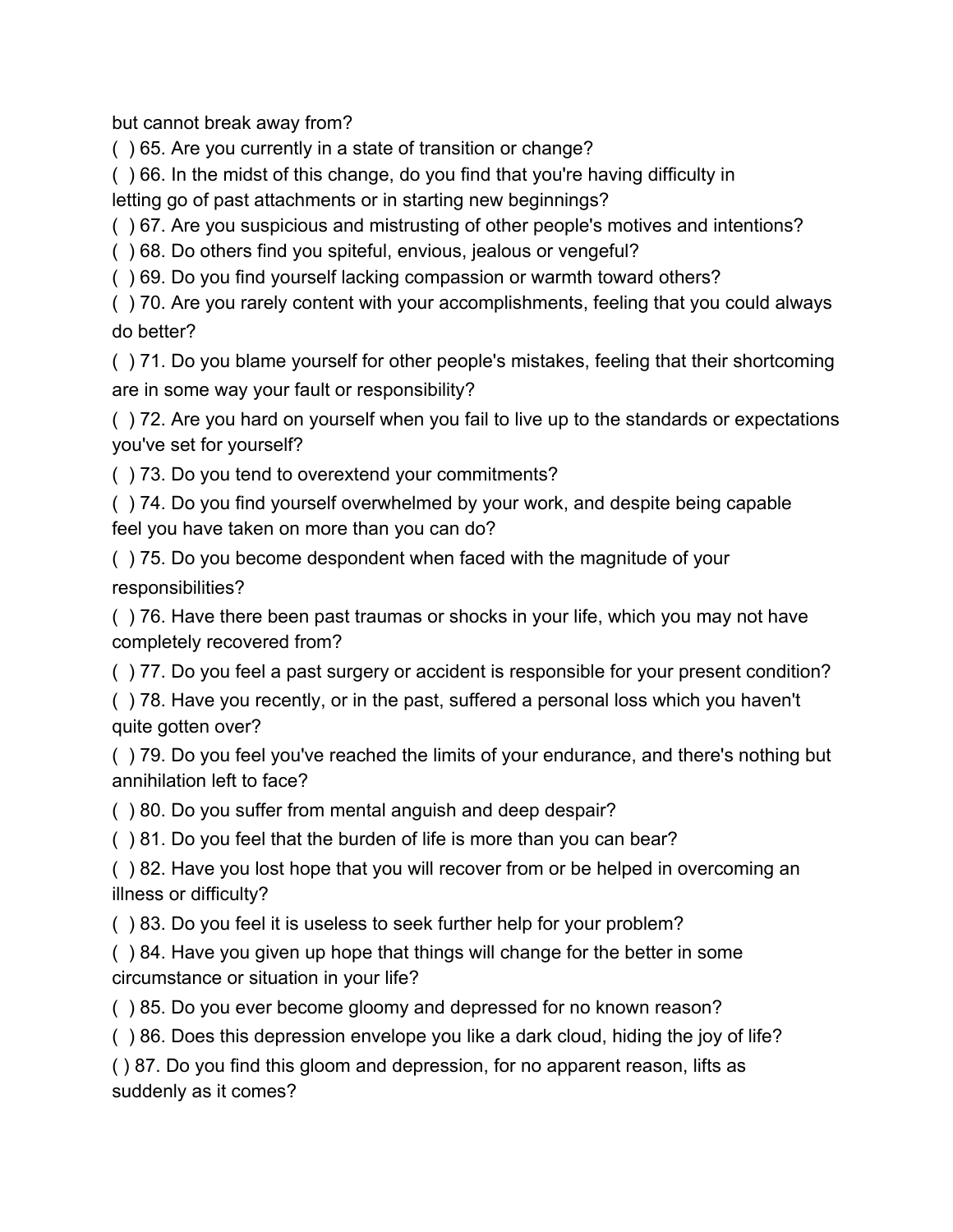but cannot break away from?

( ) 65. Are you currently in a state of transition or change?

( ) 66. In the midst of this change, do you find that you're having difficulty in letting go of past attachments or in starting new beginnings?

( ) 67. Are you suspicious and mistrusting of other people's motives and intentions?

( ) 68. Do others find you spiteful, envious, jealous or vengeful?

( ) 69. Do you find yourself lacking compassion or warmth toward others?

( ) 70. Are you rarely content with your accomplishments, feeling that you could always do better?

( ) 71. Do you blame yourself for other people's mistakes, feeling that their shortcoming are in some way your fault or responsibility?

( ) 72. Are you hard on yourself when you fail to live up to the standards or expectations you've set for yourself?

( ) 73. Do you tend to overextend your commitments?

( ) 74. Do you find yourself overwhelmed by your work, and despite being capable feel you have taken on more than you can do?

( ) 75. Do you become despondent when faced with the magnitude of your responsibilities?

( ) 76. Have there been past traumas or shocks in your life, which you may not have completely recovered from?

( ) 77. Do you feel a past surgery or accident is responsible for your present condition?

( ) 78. Have you recently, or in the past, suffered a personal loss which you haven't quite gotten over?

( ) 79. Do you feel you've reached the limits of your endurance, and there's nothing but annihilation left to face?

( ) 80. Do you suffer from mental anguish and deep despair?

( ) 81. Do you feel that the burden of life is more than you can bear?

( ) 82. Have you lost hope that you will recover from or be helped in overcoming an illness or difficulty?

( ) 83. Do you feel it is useless to seek further help for your problem?

( ) 84. Have you given up hope that things will change for the better in some circumstance or situation in your life?

( ) 85. Do you ever become gloomy and depressed for no known reason?

( ) 86. Does this depression envelope you like a dark cloud, hiding the joy of life?

( ) 87. Do you find this gloom and depression, for no apparent reason, lifts as suddenly as it comes?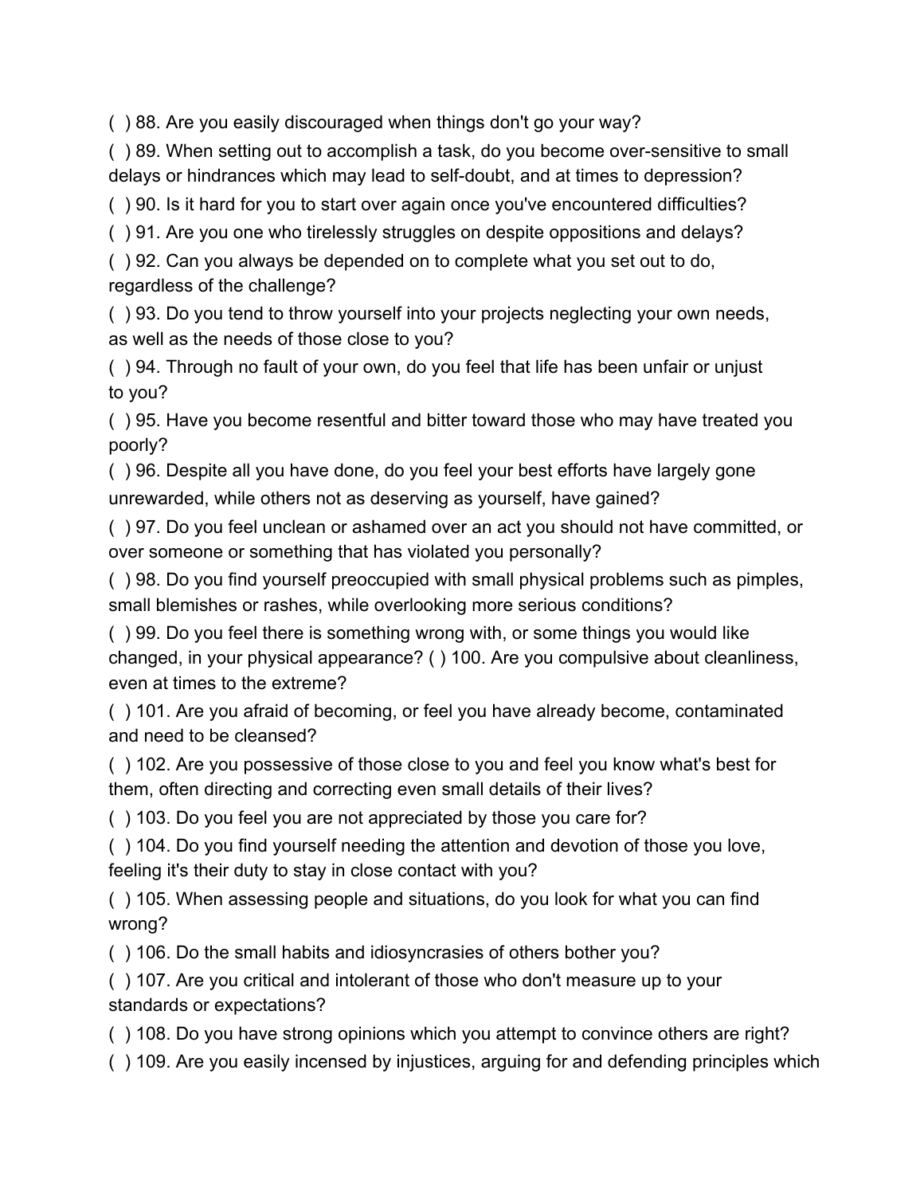( ) 88. Are you easily discouraged when things don't go your way?

( ) 89. When setting out to accomplish a task, do you become over-sensitive to small delays or hindrances which may lead to self-doubt, and at times to depression?

( ) 90. Is it hard for you to start over again once you've encountered difficulties?

( ) 91. Are you one who tirelessly struggles on despite oppositions and delays?

( ) 92. Can you always be depended on to complete what you set out to do, regardless of the challenge?

( ) 93. Do you tend to throw yourself into your projects neglecting your own needs, as well as the needs of those close to you?

( ) 94. Through no fault of your own, do you feel that life has been unfair or unjust to you?

( ) 95. Have you become resentful and bitter toward those who may have treated you poorly?

( ) 96. Despite all you have done, do you feel your best efforts have largely gone unrewarded, while others not as deserving as yourself, have gained?

( ) 97. Do you feel unclean or ashamed over an act you should not have committed, or over someone or something that has violated you personally?

( ) 98. Do you find yourself preoccupied with small physical problems such as pimples, small blemishes or rashes, while overlooking more serious conditions?

( ) 99. Do you feel there is something wrong with, or some things you would like changed, in your physical appearance? ( ) 100. Are you compulsive about cleanliness, even at times to the extreme?

( ) 101. Are you afraid of becoming, or feel you have already become, contaminated and need to be cleansed?

( ) 102. Are you possessive of those close to you and feel you know what's best for them, often directing and correcting even small details of their lives?

( ) 103. Do you feel you are not appreciated by those you care for?

( ) 104. Do you find yourself needing the attention and devotion of those you love, feeling it's their duty to stay in close contact with you?

( ) 105. When assessing people and situations, do you look for what you can find wrong?

( ) 106. Do the small habits and idiosyncrasies of others bother you?

( ) 107. Are you critical and intolerant of those who don't measure up to your standards or expectations?

( ) 108. Do you have strong opinions which you attempt to convince others are right?

( ) 109. Are you easily incensed by injustices, arguing for and defending principles which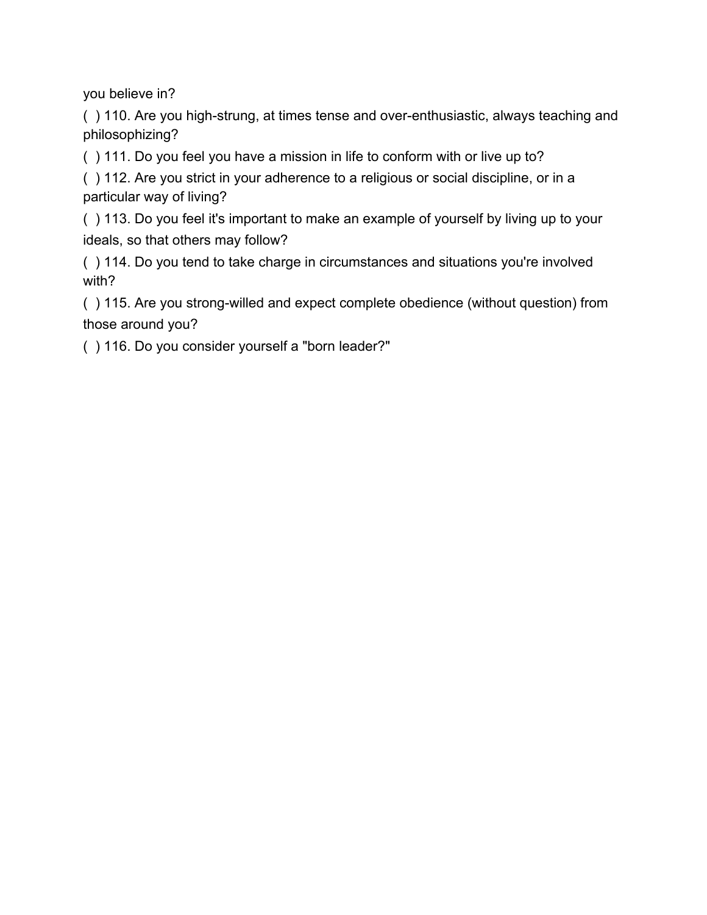you believe in?

( ) 110. Are you high-strung, at times tense and over-enthusiastic, always teaching and philosophizing?

( ) 111. Do you feel you have a mission in life to conform with or live up to?

( ) 112. Are you strict in your adherence to a religious or social discipline, or in a particular way of living?

( ) 113. Do you feel it's important to make an example of yourself by living up to your ideals, so that others may follow?

( ) 114. Do you tend to take charge in circumstances and situations you're involved with?

( ) 115. Are you strong-willed and expect complete obedience (without question) from those around you?

( ) 116. Do you consider yourself a "born leader?"